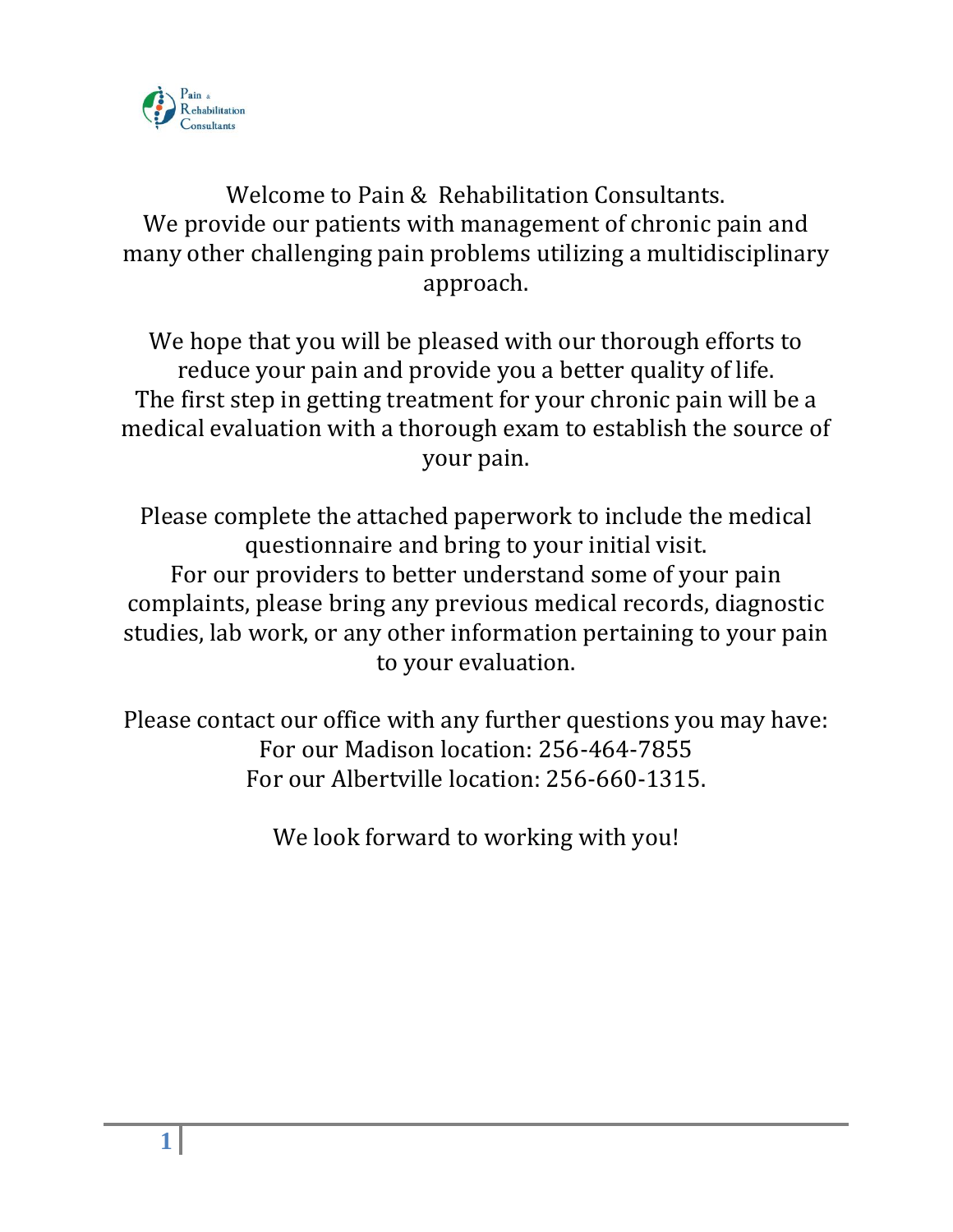Pain & Rehabilitation Consultants

Welcome to Pain & Rehabilitation Consultants.
We provide our patients with management of chronic pain and many other challenging pain problems utilizing a multidisciplinary approach.

We hope that you will be pleased with our thorough efforts to reduce your pain and provide you a better quality of life.
The first step in getting treatment for your chronic pain will be a medical evaluation with a thorough exam to establish the source of your pain.

Please complete the attached paperwork to include the medical questionnaire and bring to your initial visit.
For our providers to better understand some of your pain complaints, please bring any previous medical records, diagnostic studies, lab work, or any other information pertaining to your pain to your evaluation.

Please contact our office with any further questions you may have:
For our Madison location: 256-464-7855
For our Albertville location: 256-660-1315.

We look forward to working with you!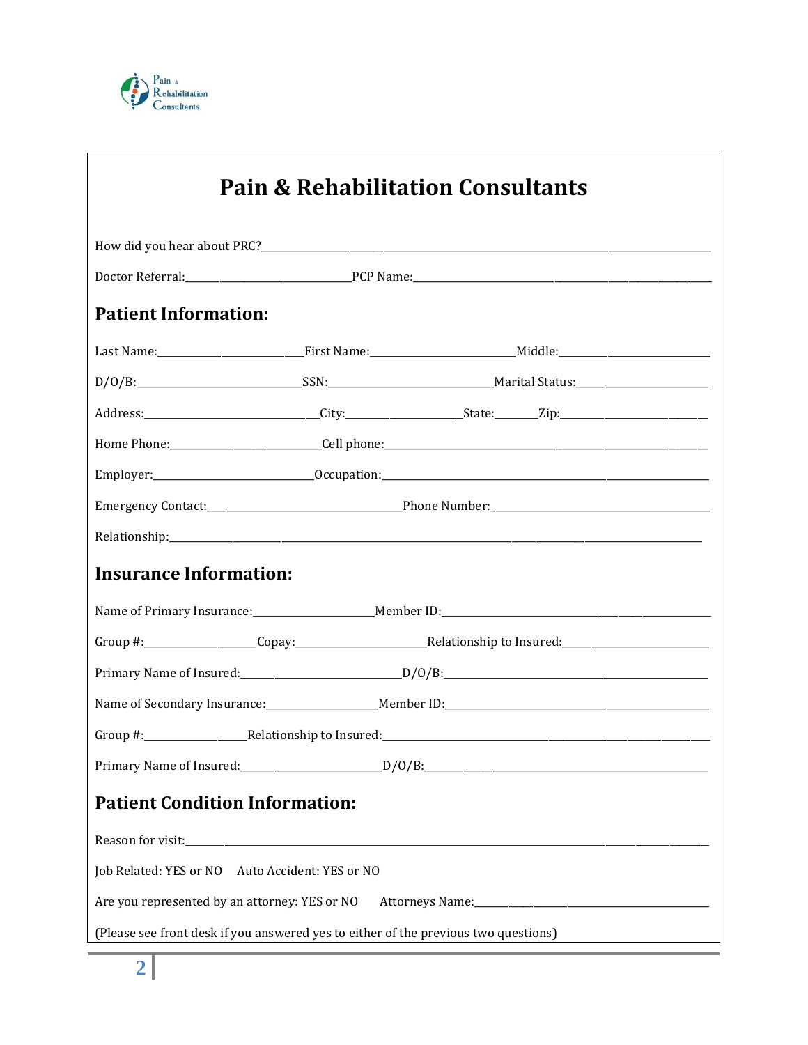# Pain & Rehabilitation Consultants

How did you hear about PRC?\_\_\_\_\_\_\_\_\_\_\_\_\_\_\_\_\_\_\_\_\_\_\_\_\_\_\_\_\_\_\_\_\_\_\_\_\_\_\_\_

Doctor Referral:\_\_\_\_\_\_\_\_\_\_\_\_\_\_\_\_\_\_\_\_PCP Name:\_\_\_\_\_\_\_\_\_\_\_\_\_\_\_\_\_\_\_\_\_\_\_\_\_\_\_\_\_\_

## Patient Information:

Last Name:\_\_\_\_\_\_\_\_\_\_\_\_\_\_\_\_\_\_First Name:\_\_\_\_\_\_\_\_\_\_\_\_\_\_\_\_\_\_Middle:\_\_\_\_\_\_\_\_\_\_\_\_\_\_\_\_\_\_

D/O/B:\_\_\_\_\_\_\_\_\_\_\_\_\_\_\_\_\_\_\_\_SSN:\_\_\_\_\_\_\_\_\_\_\_\_\_\_\_\_\_\_\_\_Marital Status:\_\_\_\_\_\_\_\_\_\_\_\_\_\_\_\_

Address:\_\_\_\_\_\_\_\_\_\_\_\_\_\_\_\_\_\_\_\_City:\_\_\_\_\_\_\_\_\_\_\_\_\_\_State:\_\_\_\_\_\_Zip:\_\_\_\_\_\_\_\_\_\_\_\_\_\_\_\_

Home Phone:\_\_\_\_\_\_\_\_\_\_\_\_\_\_\_\_\_\_\_\_Cell phone:\_\_\_\_\_\_\_\_\_\_\_\_\_\_\_\_\_\_\_\_\_\_\_\_\_\_\_\_\_\_\_\_\_\_\_\_

Employer:\_\_\_\_\_\_\_\_\_\_\_\_\_\_\_\_\_\_\_\_Occupation:\_\_\_\_\_\_\_\_\_\_\_\_\_\_\_\_\_\_\_\_\_\_\_\_\_\_\_\_\_\_\_\_\_\_\_\_

Emergency Contact:\_\_\_\_\_\_\_\_\_\_\_\_\_\_\_\_\_\_\_\_\_\_\_\_Phone Number:\_\_\_\_\_\_\_\_\_\_\_\_\_\_\_\_\_\_\_\_\_\_\_\_\_\_

Relationship:\_\_\_\_\_\_\_\_\_\_\_\_\_\_\_\_\_\_\_\_\_\_\_\_\_\_\_\_\_\_\_\_\_\_\_\_\_\_\_\_\_\_\_\_\_\_\_\_\_\_\_\_\_\_\_\_\_\_\_\_

## Insurance Information:

Name of Primary Insurance:\_\_\_\_\_\_\_\_\_\_\_\_\_\_\_\_Member ID:\_\_\_\_\_\_\_\_\_\_\_\_\_\_\_\_\_\_\_\_\_\_\_\_\_\_\_\_\_\_\_\_

Group #:\_\_\_\_\_\_\_\_\_\_\_\_\_\_Copay:\_\_\_\_\_\_\_\_\_\_\_\_\_\_\_\_Relationship to Insured:\_\_\_\_\_\_\_\_\_\_\_\_\_\_\_\_\_\_

Primary Name of Insured:\_\_\_\_\_\_\_\_\_\_\_\_\_\_\_\_\_\_\_\_D/O/B:\_\_\_\_\_\_\_\_\_\_\_\_\_\_\_\_\_\_\_\_\_\_\_\_\_\_\_\_\_\_\_\_

Name of Secondary Insurance:\_\_\_\_\_\_\_\_\_\_\_\_\_\_Member ID:\_\_\_\_\_\_\_\_\_\_\_\_\_\_\_\_\_\_\_\_\_\_\_\_\_\_\_\_\_\_\_\_

Group #:\_\_\_\_\_\_\_\_\_\_\_\_\_\_Relationship to Insured:\_\_\_\_\_\_\_\_\_\_\_\_\_\_\_\_\_\_\_\_\_\_\_\_\_\_\_\_\_\_\_\_\_\_\_\_

Primary Name of Insured:\_\_\_\_\_\_\_\_\_\_\_\_\_\_\_\_\_\_D/O/B:\_\_\_\_\_\_\_\_\_\_\_\_\_\_\_\_\_\_\_\_\_\_\_\_\_\_\_\_\_\_\_\_\_\_

## Patient Condition Information:

Reason for visit:\_\_\_\_\_\_\_\_\_\_\_\_\_\_\_\_\_\_\_\_\_\_\_\_\_\_\_\_\_\_\_\_\_\_\_\_\_\_\_\_\_\_\_\_\_\_\_\_\_\_\_\_\_\_\_\_\_\_\_\_

Job Related: YES or NO    Auto Accident: YES or NO

Are you represented by an attorney: YES or NO    Attorneys Name:\_\_\_\_\_\_\_\_\_\_\_\_\_\_\_\_\_\_\_\_\_\_\_\_\_\_\_\_

(Please see front desk if you answered yes to either of the previous two questions)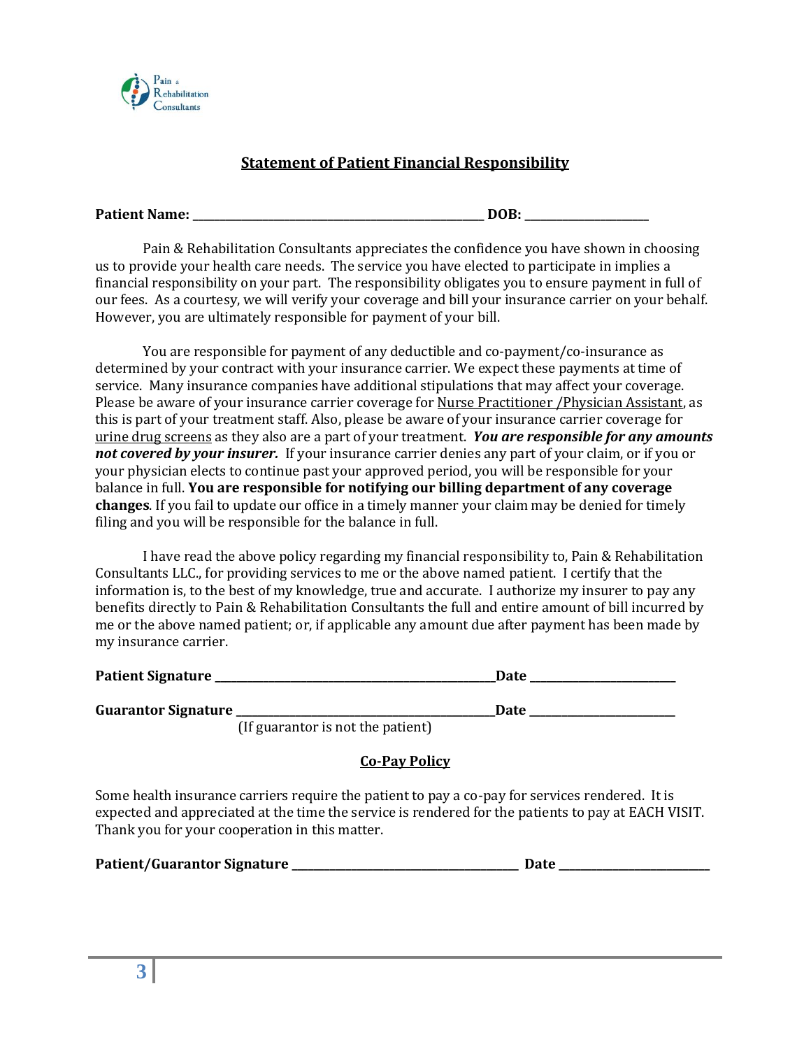## Statement of Patient Financial Responsibility

**Patient Name: ________________________________________________ DOB: ____________________**

Pain & Rehabilitation Consultants appreciates the confidence you have shown in choosing us to provide your health care needs. The service you have elected to participate in implies a financial responsibility on your part. The responsibility obligates you to ensure payment in full of our fees. As a courtesy, we will verify your coverage and bill your insurance carrier on your behalf. However, you are ultimately responsible for payment of your bill.

You are responsible for payment of any deductible and co-payment/co-insurance as determined by your contract with your insurance carrier. We expect these payments at time of service. Many insurance companies have additional stipulations that may affect your coverage. Please be aware of your insurance carrier coverage for Nurse Practitioner /Physician Assistant, as this is part of your treatment staff. Also, please be aware of your insurance carrier coverage for urine drug screens as they also are a part of your treatment. ***You are responsible for any amounts not covered by your insurer.*** If your insurance carrier denies any part of your claim, or if you or your physician elects to continue past your approved period, you will be responsible for your balance in full. **You are responsible for notifying our billing department of any coverage changes**. If you fail to update our office in a timely manner your claim may be denied for timely filing and you will be responsible for the balance in full.

I have read the above policy regarding my financial responsibility to, Pain & Rehabilitation Consultants LLC., for providing services to me or the above named patient. I certify that the information is, to the best of my knowledge, true and accurate. I authorize my insurer to pay any benefits directly to Pain & Rehabilitation Consultants the full and entire amount of bill incurred by me or the above named patient; or, if applicable any amount due after payment has been made by my insurance carrier.

**Patient Signature ______________________________________________Date ______________________**

**Guarantor Signature __________________________________________Date ______________________**
(If guarantor is not the patient)

### Co-Pay Policy

Some health insurance carriers require the patient to pay a co-pay for services rendered. It is expected and appreciated at the time the service is rendered for the patients to pay at EACH VISIT. Thank you for your cooperation in this matter.

**Patient/Guarantor Signature ____________________________________ Date ______________________**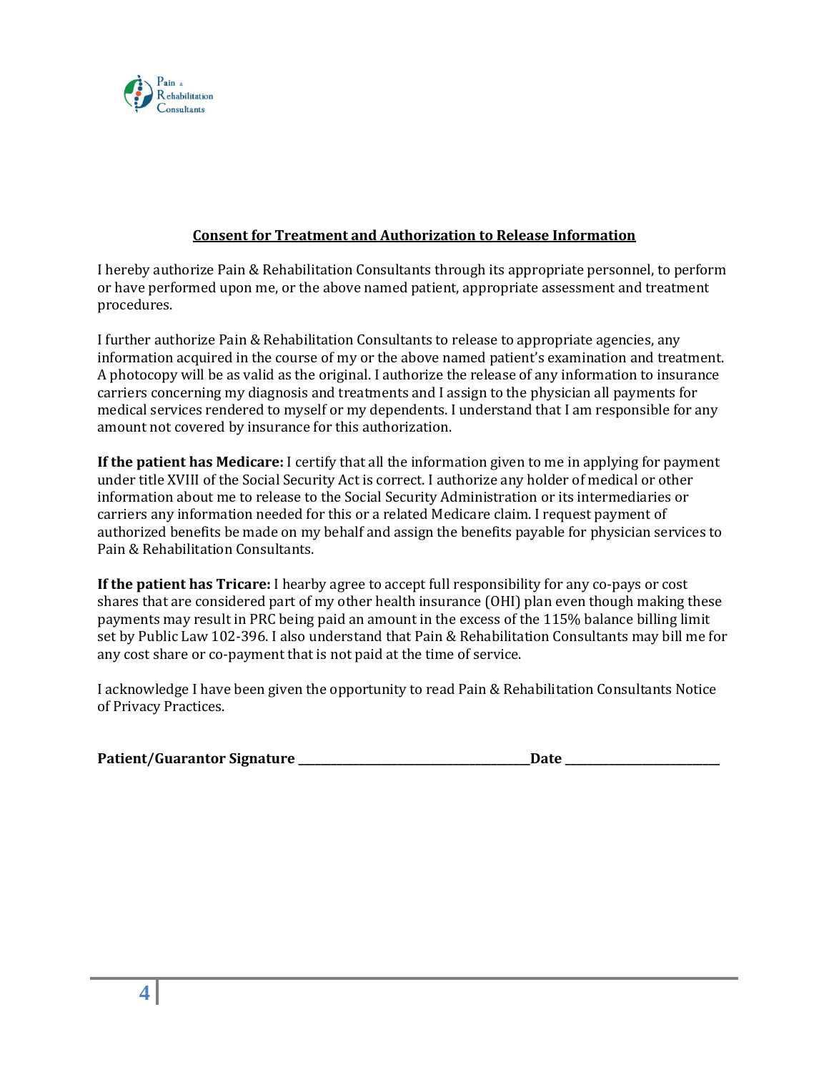## Consent for Treatment and Authorization to Release Information

I hereby authorize Pain & Rehabilitation Consultants through its appropriate personnel, to perform or have performed upon me, or the above named patient, appropriate assessment and treatment procedures.

I further authorize Pain & Rehabilitation Consultants to release to appropriate agencies, any information acquired in the course of my or the above named patient's examination and treatment. A photocopy will be as valid as the original. I authorize the release of any information to insurance carriers concerning my diagnosis and treatments and I assign to the physician all payments for medical services rendered to myself or my dependents. I understand that I am responsible for any amount not covered by insurance for this authorization.

**If the patient has Medicare:** I certify that all the information given to me in applying for payment under title XVIII of the Social Security Act is correct. I authorize any holder of medical or other information about me to release to the Social Security Administration or its intermediaries or carriers any information needed for this or a related Medicare claim. I request payment of authorized benefits be made on my behalf and assign the benefits payable for physician services to Pain & Rehabilitation Consultants.

**If the patient has Tricare:** I hearby agree to accept full responsibility for any co-pays or cost shares that are considered part of my other health insurance (OHI) plan even though making these payments may result in PRC being paid an amount in the excess of the 115% balance billing limit set by Public Law 102-396. I also understand that Pain & Rehabilitation Consultants may bill me for any cost share or co-payment that is not paid at the time of service.

I acknowledge I have been given the opportunity to read Pain & Rehabilitation Consultants Notice of Privacy Practices.

**Patient/Guarantor Signature** ________________________________________**Date** ___________________________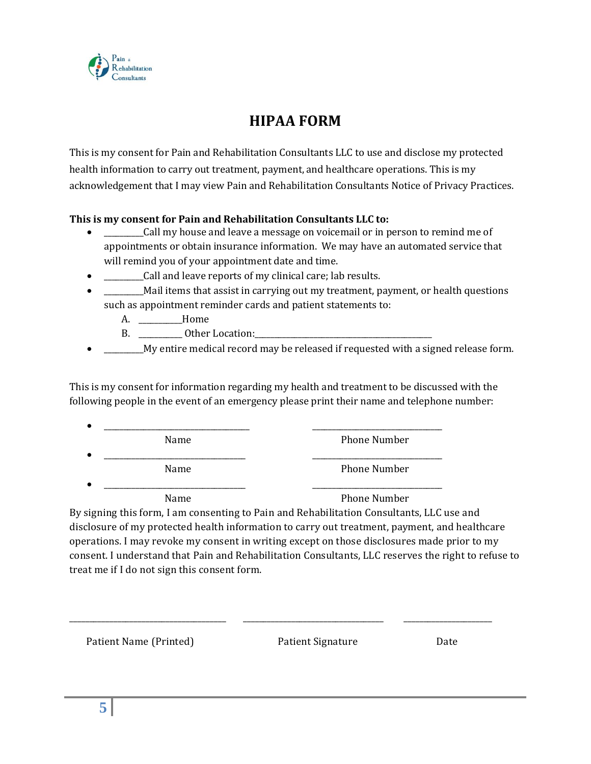# HIPAA FORM

This is my consent for Pain and Rehabilitation Consultants LLC to use and disclose my protected health information to carry out treatment, payment, and healthcare operations. This is my acknowledgement that I may view Pain and Rehabilitation Consultants Notice of Privacy Practices.

**This is my consent for Pain and Rehabilitation Consultants LLC to:**

- __________Call my house and leave a message on voicemail or in person to remind me of appointments or obtain insurance information. We may have an automated service that will remind you of your appointment date and time.
- __________Call and leave reports of my clinical care; lab results.
- __________Mail items that assist in carrying out my treatment, payment, or health questions such as appointment reminder cards and patient statements to:
  - A. __________Home
  - B. __________ Other Location:____________________________________________
- __________My entire medical record may be released if requested with a signed release form.

This is my consent for information regarding my health and treatment to be discussed with the following people in the event of an emergency please print their name and telephone number:

- ____________________________________ ________________________________
  Name Phone Number
- ____________________________________ ________________________________
  Name Phone Number
- ____________________________________ ________________________________
  Name Phone Number

By signing this form, I am consenting to Pain and Rehabilitation Consultants, LLC use and disclosure of my protected health information to carry out treatment, payment, and healthcare operations. I may revoke my consent in writing except on those disclosures made prior to my consent. I understand that Pain and Rehabilitation Consultants, LLC reserves the right to refuse to treat me if I do not sign this consent form.

______________________________________ ___________________________________ ______________________

Patient Name (Printed) Patient Signature Date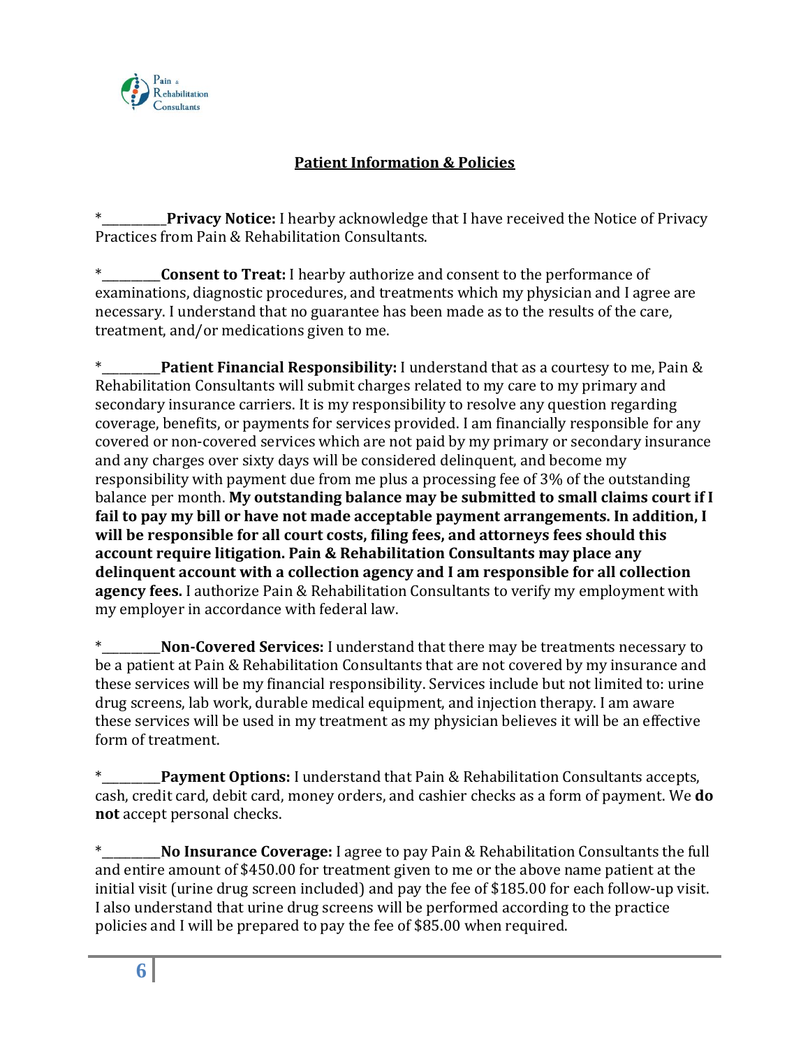## Patient Information & Policies

*__________**Privacy Notice:** I hearby acknowledge that I have received the Notice of Privacy Practices from Pain & Rehabilitation Consultants.

*_________**Consent to Treat:** I hearby authorize and consent to the performance of examinations, diagnostic procedures, and treatments which my physician and I agree are necessary. I understand that no guarantee has been made as to the results of the care, treatment, and/or medications given to me.

*_________**Patient Financial Responsibility:** I understand that as a courtesy to me, Pain & Rehabilitation Consultants will submit charges related to my care to my primary and secondary insurance carriers. It is my responsibility to resolve any question regarding coverage, benefits, or payments for services provided. I am financially responsible for any covered or non-covered services which are not paid by my primary or secondary insurance and any charges over sixty days will be considered delinquent, and become my responsibility with payment due from me plus a processing fee of 3% of the outstanding balance per month. **My outstanding balance may be submitted to small claims court if I fail to pay my bill or have not made acceptable payment arrangements. In addition, I will be responsible for all court costs, filing fees, and attorneys fees should this account require litigation. Pain & Rehabilitation Consultants may place any delinquent account with a collection agency and I am responsible for all collection agency fees.** I authorize Pain & Rehabilitation Consultants to verify my employment with my employer in accordance with federal law.

*_________**Non-Covered Services:** I understand that there may be treatments necessary to be a patient at Pain & Rehabilitation Consultants that are not covered by my insurance and these services will be my financial responsibility. Services include but not limited to: urine drug screens, lab work, durable medical equipment, and injection therapy. I am aware these services will be used in my treatment as my physician believes it will be an effective form of treatment.

*_________**Payment Options:** I understand that Pain & Rehabilitation Consultants accepts, cash, credit card, debit card, money orders, and cashier checks as a form of payment. We **do not** accept personal checks.

*_________**No Insurance Coverage:** I agree to pay Pain & Rehabilitation Consultants the full and entire amount of $450.00 for treatment given to me or the above name patient at the initial visit (urine drug screen included) and pay the fee of $185.00 for each follow-up visit. I also understand that urine drug screens will be performed according to the practice policies and I will be prepared to pay the fee of $85.00 when required.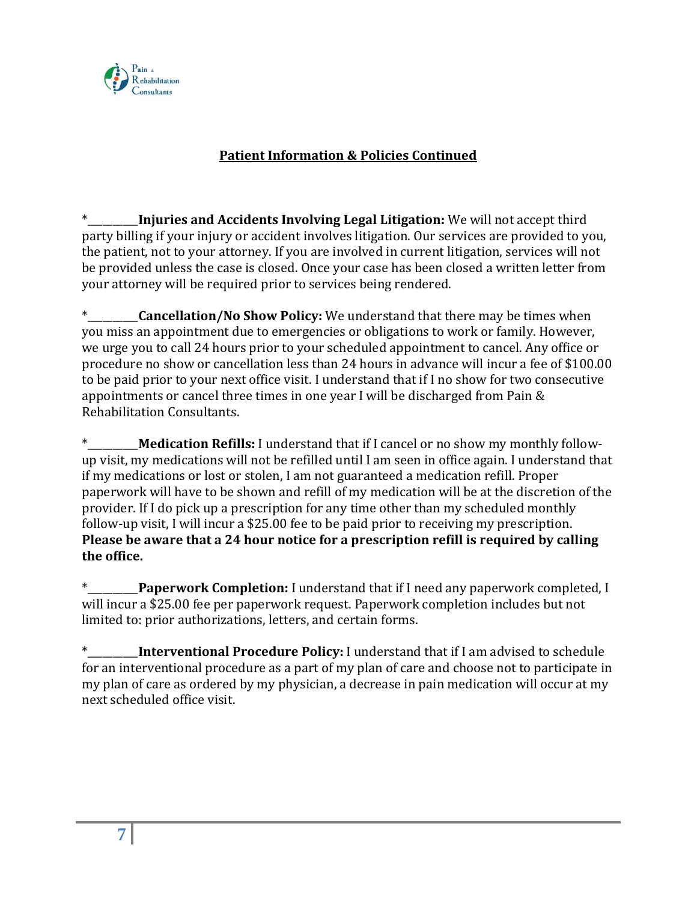## Patient Information & Policies Continued

*__________**Injuries and Accidents Involving Legal Litigation:** We will not accept third party billing if your injury or accident involves litigation. Our services are provided to you, the patient, not to your attorney. If you are involved in current litigation, services will not be provided unless the case is closed. Once your case has been closed a written letter from your attorney will be required prior to services being rendered.

*__________**Cancellation/No Show Policy:** We understand that there may be times when you miss an appointment due to emergencies or obligations to work or family. However, we urge you to call 24 hours prior to your scheduled appointment to cancel. Any office or procedure no show or cancellation less than 24 hours in advance will incur a fee of $100.00 to be paid prior to your next office visit. I understand that if I no show for two consecutive appointments or cancel three times in one year I will be discharged from Pain & Rehabilitation Consultants.

*__________**Medication Refills:** I understand that if I cancel or no show my monthly follow-up visit, my medications will not be refilled until I am seen in office again. I understand that if my medications or lost or stolen, I am not guaranteed a medication refill. Proper paperwork will have to be shown and refill of my medication will be at the discretion of the provider. If I do pick up a prescription for any time other than my scheduled monthly follow-up visit, I will incur a $25.00 fee to be paid prior to receiving my prescription. **Please be aware that a 24 hour notice for a prescription refill is required by calling the office.**

*__________**Paperwork Completion:** I understand that if I need any paperwork completed, I will incur a $25.00 fee per paperwork request. Paperwork completion includes but not limited to: prior authorizations, letters, and certain forms.

*__________**Interventional Procedure Policy:** I understand that if I am advised to schedule for an interventional procedure as a part of my plan of care and choose not to participate in my plan of care as ordered by my physician, a decrease in pain medication will occur at my next scheduled office visit.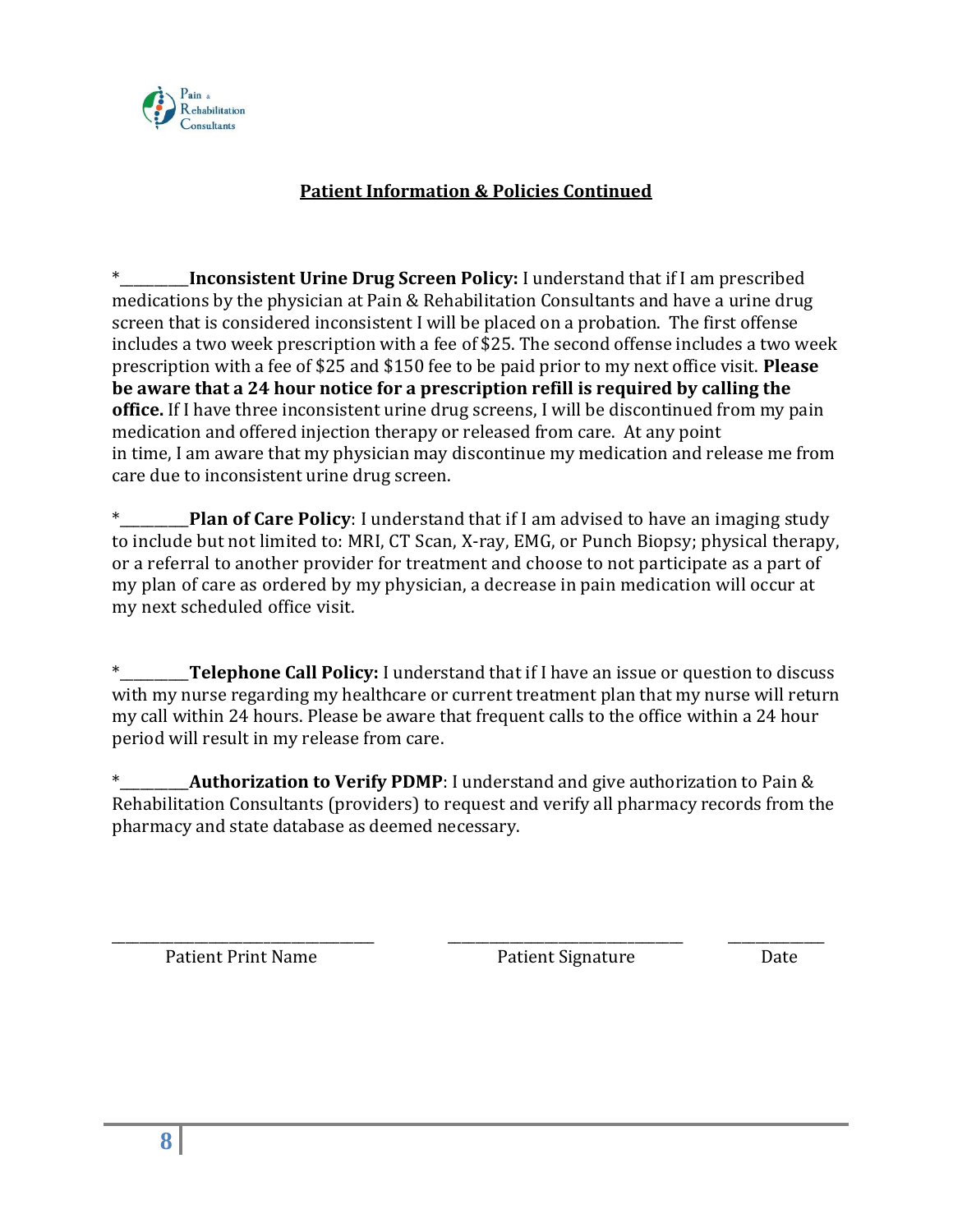## Patient Information & Policies Continued

*_________**Inconsistent Urine Drug Screen Policy:** I understand that if I am prescribed medications by the physician at Pain & Rehabilitation Consultants and have a urine drug screen that is considered inconsistent I will be placed on a probation. The first offense includes a two week prescription with a fee of $25. The second offense includes a two week prescription with a fee of $25 and $150 fee to be paid prior to my next office visit. **Please be aware that a 24 hour notice for a prescription refill is required by calling the office.** If I have three inconsistent urine drug screens, I will be discontinued from my pain medication and offered injection therapy or released from care. At any point in time, I am aware that my physician may discontinue my medication and release me from care due to inconsistent urine drug screen.

*_________**Plan of Care Policy**: I understand that if I am advised to have an imaging study to include but not limited to: MRI, CT Scan, X-ray, EMG, or Punch Biopsy; physical therapy, or a referral to another provider for treatment and choose to not participate as a part of my plan of care as ordered by my physician, a decrease in pain medication will occur at my next scheduled office visit.

*_________**Telephone Call Policy:** I understand that if I have an issue or question to discuss with my nurse regarding my healthcare or current treatment plan that my nurse will return my call within 24 hours. Please be aware that frequent calls to the office within a 24 hour period will result in my release from care.

*_________**Authorization to Verify PDMP**: I understand and give authorization to Pain & Rehabilitation Consultants (providers) to request and verify all pharmacy records from the pharmacy and state database as deemed necessary.

_______________________________ _______________________________ ____________

Patient Print Name                    Patient Signature                    Date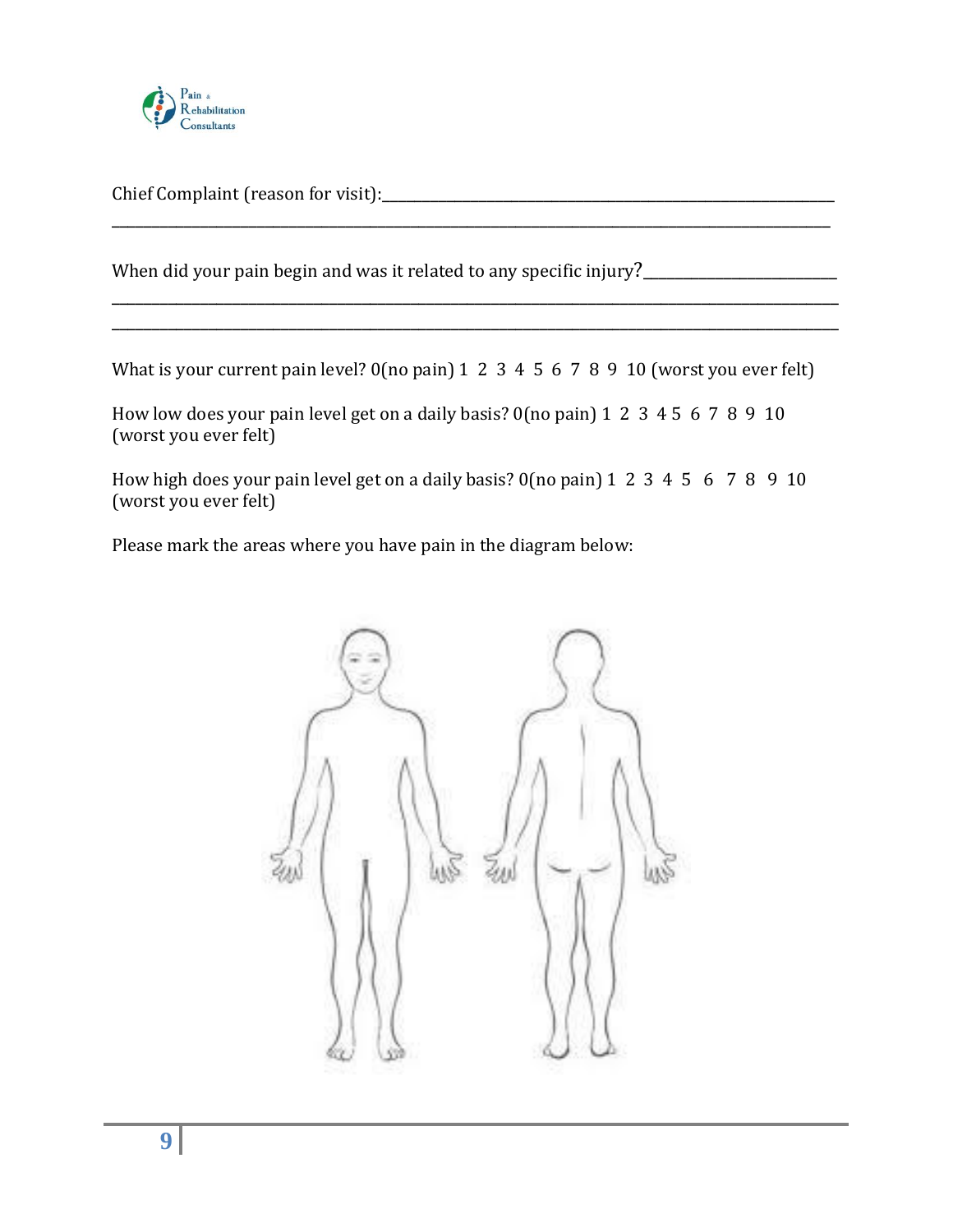Pain & Rehabilitation Consultants

Chief Complaint (reason for visit):_______________________________________________________________
_________________________________________________________________________________________________

When did your pain begin and was it related to any specific injury?___________________________
_________________________________________________________________________________________________
_________________________________________________________________________________________________

What is your current pain level? 0(no pain) 1 2 3 4 5 6 7 8 9 10 (worst you ever felt)

How low does your pain level get on a daily basis? 0(no pain) 1 2 3 4 5 6 7 8 9 10 (worst you ever felt)

How high does your pain level get on a daily basis? 0(no pain) 1 2 3 4 5 6 7 8 9 10 (worst you ever felt)

Please mark the areas where you have pain in the diagram below: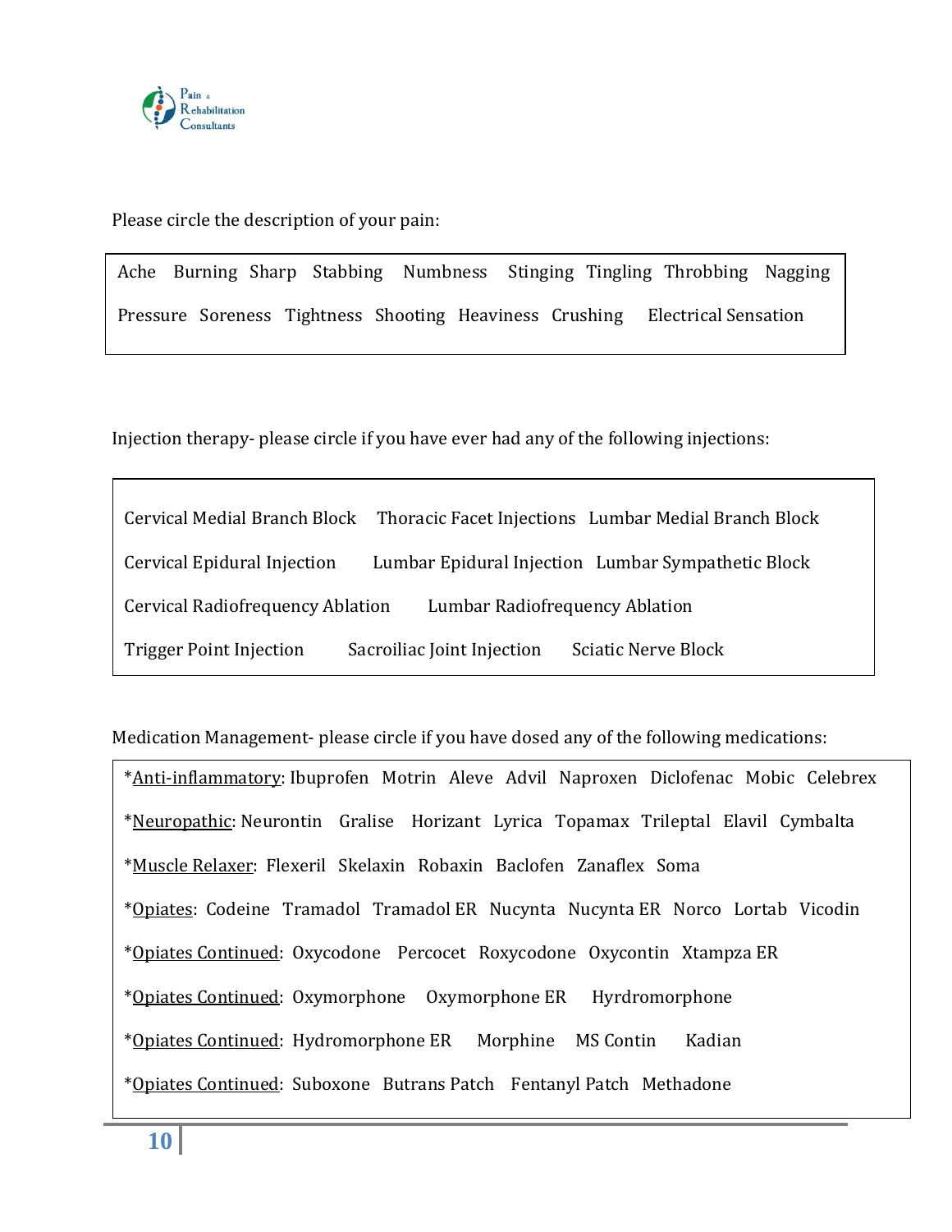Pain & Rehabilitation Consultants

Please circle the description of your pain:

Ache   Burning   Sharp   Stabbing   Numbness   Stinging   Tingling   Throbbing   Nagging

Pressure   Soreness   Tightness   Shooting   Heaviness   Crushing   Electrical Sensation

Injection therapy- please circle if you have ever had any of the following injections:

Cervical Medial Branch Block   Thoracic Facet Injections   Lumbar Medial Branch Block

Cervical Epidural Injection   Lumbar Epidural Injection   Lumbar Sympathetic Block

Cervical Radiofrequency Ablation   Lumbar Radiofrequency Ablation

Trigger Point Injection   Sacroiliac Joint Injection   Sciatic Nerve Block

Medication Management- please circle if you have dosed any of the following medications:

*<u>Anti-inflammatory</u>: Ibuprofen   Motrin   Aleve   Advil   Naproxen   Diclofenac   Mobic   Celebrex

*<u>Neuropathic</u>: Neurontin   Gralise   Horizant   Lyrica   Topamax   Trileptal   Elavil   Cymbalta

*<u>Muscle Relaxer</u>: Flexeril   Skelaxin   Robaxin   Baclofen   Zanaflex   Soma

*<u>Opiates</u>: Codeine   Tramadol   Tramadol ER   Nucynta   Nucynta ER   Norco   Lortab   Vicodin

*<u>Opiates Continued</u>: Oxycodone   Percocet   Roxycodone   Oxycontin   Xtampza ER

*<u>Opiates Continued</u>: Oxymorphone   Oxymorphone ER   Hyrdromorphone

*<u>Opiates Continued</u>: Hydromorphone ER   Morphine   MS Contin   Kadian

*<u>Opiates Continued</u>: Suboxone   Butrans Patch   Fentanyl Patch   Methadone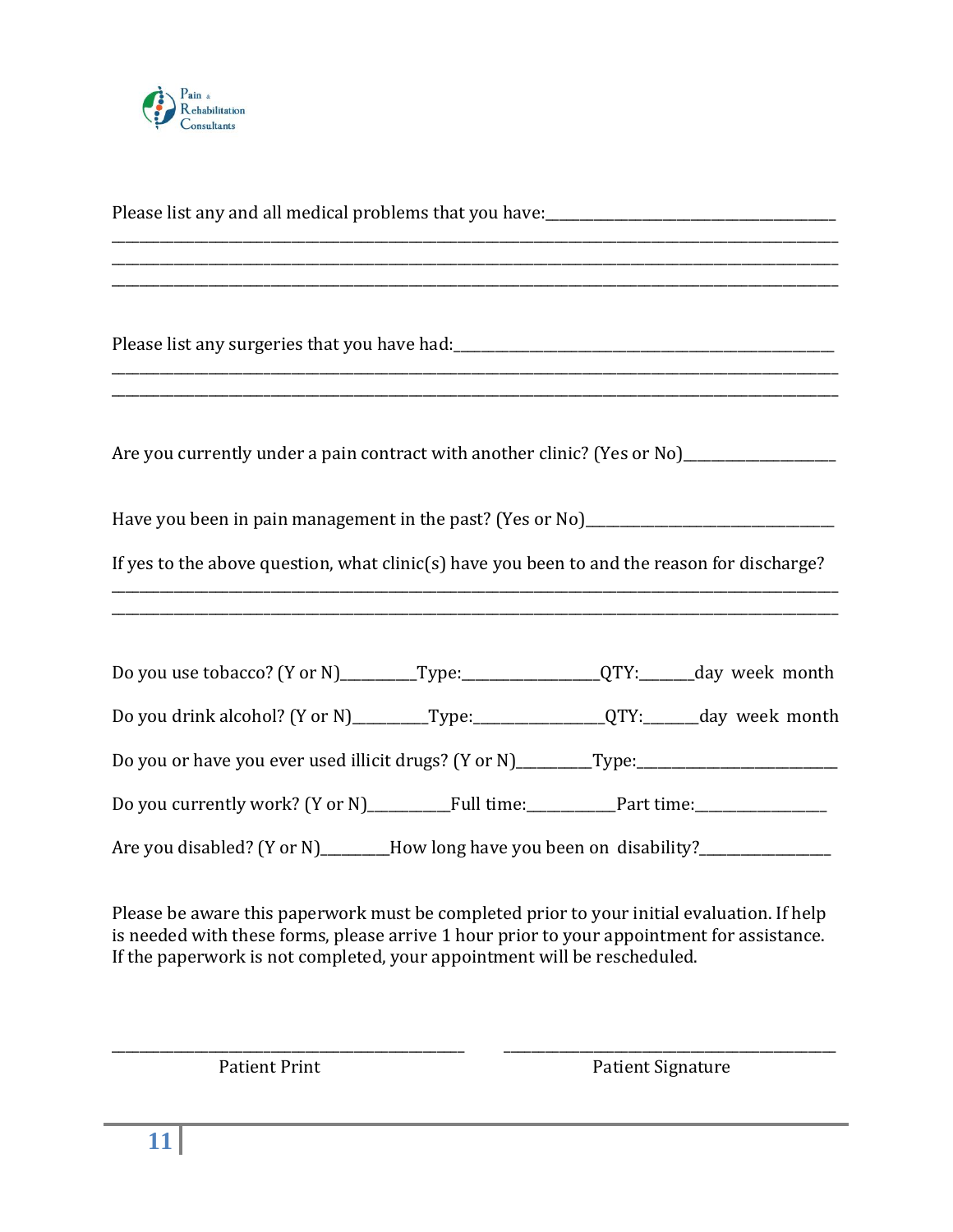Pain & Rehabilitation Consultants

Please list any and all medical problems that you have:________________________________________
_____________________________________________________________________________________________
_____________________________________________________________________________________________
_____________________________________________________________________________________________

Please list any surgeries that you have had:___________________________________________________
_____________________________________________________________________________________________
_____________________________________________________________________________________________

Are you currently under a pain contract with another clinic? (Yes or No)____________________

Have you been in pain management in the past? (Yes or No)__________________________________

If yes to the above question, what clinic(s) have you been to and the reason for discharge?
_____________________________________________________________________________________________
_____________________________________________________________________________________________

Do you use tobacco? (Y or N)__________Type:__________________QTY:_______day week month

Do you drink alcohol? (Y or N)__________Type:_________________QTY:_______day week month

Do you or have you ever used illicit drugs? (Y or N)__________Type:___________________________

Do you currently work? (Y or N)___________Full time:____________Part time:_________________

Are you disabled? (Y or N)_________How long have you been on disability?__________________

Please be aware this paperwork must be completed prior to your initial evaluation. If help is needed with these forms, please arrive 1 hour prior to your appointment for assistance. If the paperwork is not completed, your appointment will be rescheduled.

_________________________________________ _________________________________________
Patient Print Patient Signature